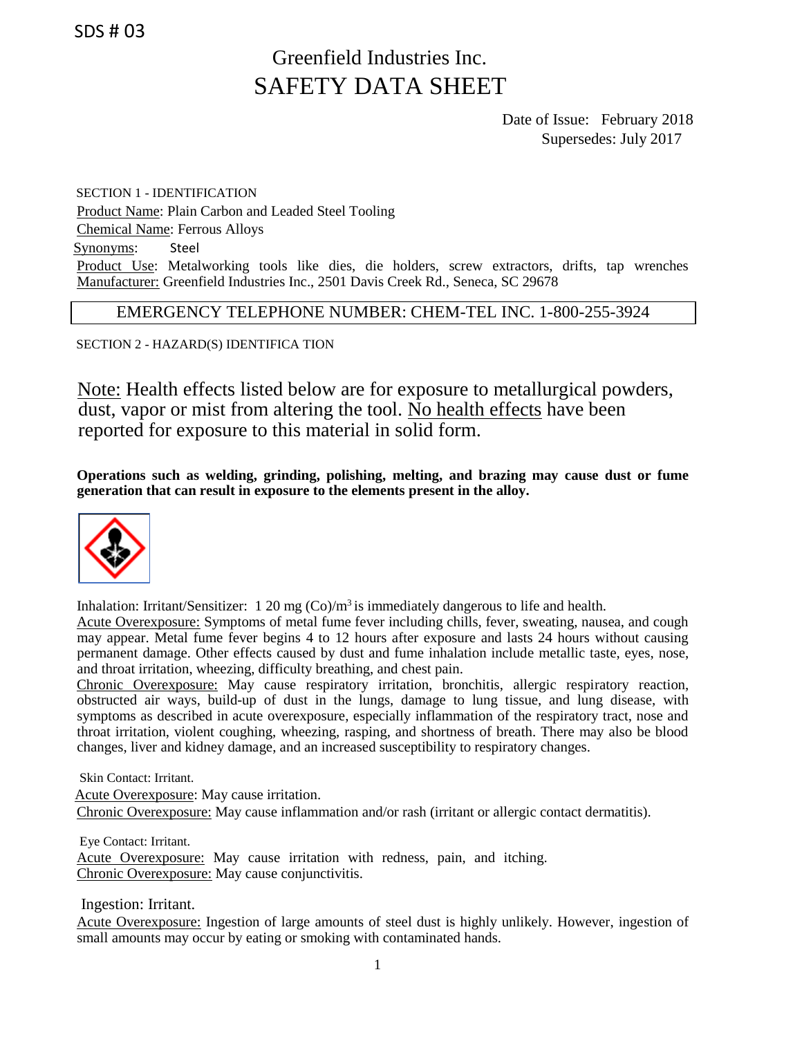SDS # 03

# Greenfield Industries Inc.
# SAFETY DATA SHEET

Date of Issue: February 2018
Supersedes: July 2017

SECTION 1 - IDENTIFICATION

Product Name: Plain Carbon and Leaded Steel Tooling
Chemical Name: Ferrous Alloys
Synonyms: Steel
Product Use: Metalworking tools like dies, die holders, screw extractors, drifts, tap wrenches
Manufacturer: Greenfield Industries Inc., 2501 Davis Creek Rd., Seneca, SC 29678

EMERGENCY TELEPHONE NUMBER: CHEM-TEL INC. 1-800-255-3924

SECTION 2 - HAZARD(S) IDENTIFICA TION

Note: Health effects listed below are for exposure to metallurgical powders, dust, vapor or mist from altering the tool. No health effects have been reported for exposure to this material in solid form.

**Operations such as welding, grinding, polishing, melting, and brazing may cause dust or fume generation that can result in exposure to the elements present in the alloy.**

Inhalation: Irritant/Sensitizer: 1 20 mg (Co)/m$^3$ is immediately dangerous to life and health.
Acute Overexposure: Symptoms of metal fume fever including chills, fever, sweating, nausea, and cough may appear. Metal fume fever begins 4 to 12 hours after exposure and lasts 24 hours without causing permanent damage. Other effects caused by dust and fume inhalation include metallic taste, eyes, nose, and throat irritation, wheezing, difficulty breathing, and chest pain.
Chronic Overexposure: May cause respiratory irritation, bronchitis, allergic respiratory reaction, obstructed air ways, build-up of dust in the lungs, damage to lung tissue, and lung disease, with symptoms as described in acute overexposure, especially inflammation of the respiratory tract, nose and throat irritation, violent coughing, wheezing, rasping, and shortness of breath. There may also be blood changes, liver and kidney damage, and an increased susceptibility to respiratory changes.

Skin Contact: Irritant.
Acute Overexposure: May cause irritation.
Chronic Overexposure: May cause inflammation and/or rash (irritant or allergic contact dermatitis).

Eye Contact: Irritant.
Acute Overexposure: May cause irritation with redness, pain, and itching.
Chronic Overexposure: May cause conjunctivitis.

Ingestion: Irritant.
Acute Overexposure: Ingestion of large amounts of steel dust is highly unlikely. However, ingestion of small amounts may occur by eating or smoking with contaminated hands.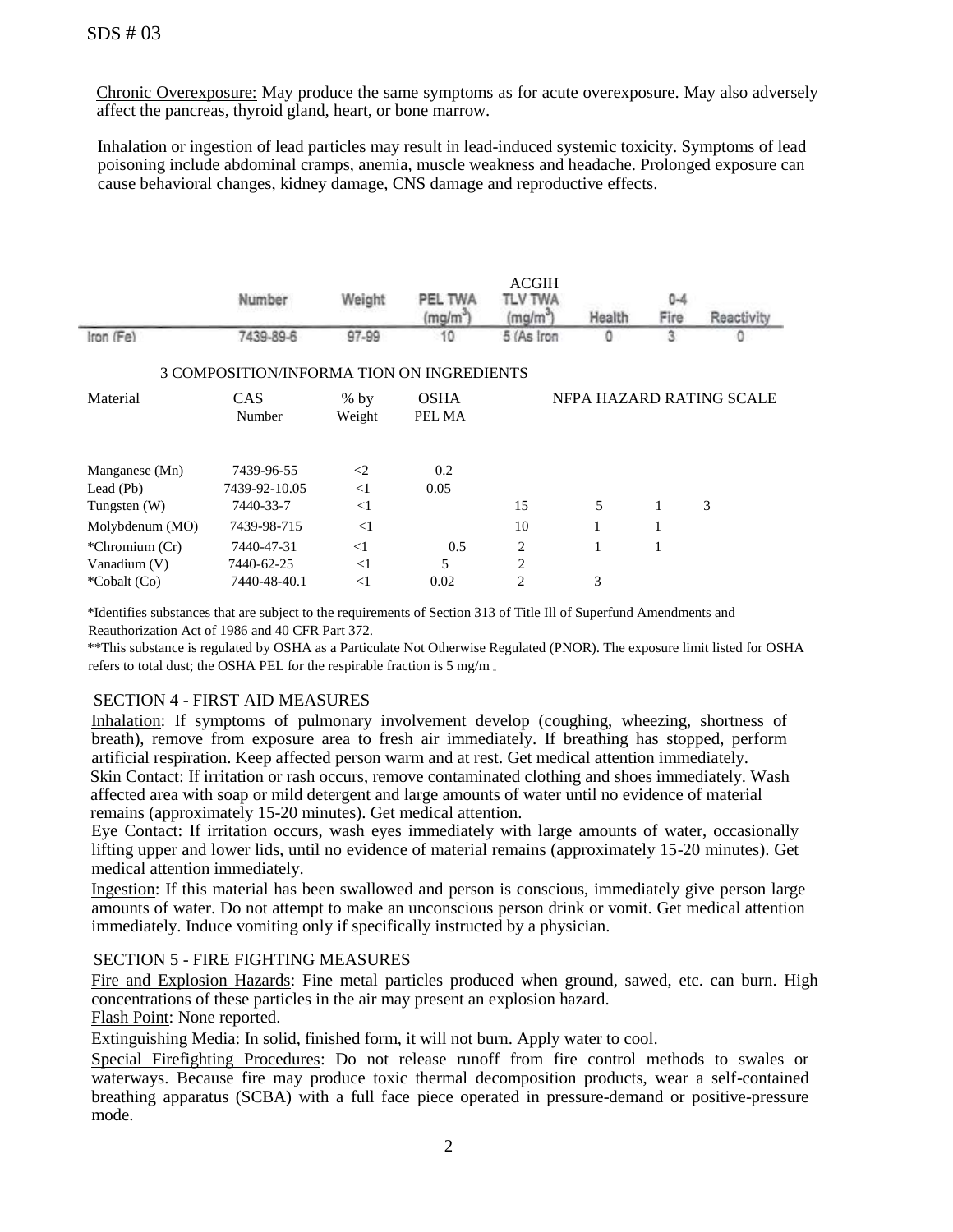Chronic Overexposure: May produce the same symptoms as for acute overexposure. May also adversely affect the pancreas, thyroid gland, heart, or bone marrow.

Inhalation or ingestion of lead particles may result in lead-induced systemic toxicity. Symptoms of lead poisoning include abdominal cramps, anemia, muscle weakness and headache. Prolonged exposure can cause behavioral changes, kidney damage, CNS damage and reproductive effects.

## 3 COMPOSITION/INFORMA TION ON INGREDIENTS

| Material | CAS Number | % by Weight | OSHA PEL MA / PEL TWA ($mg/m^3$) | ACGIH TLV TWA ($mg/m^3$) | NFPA HAZARD RATING SCALE 0-4: Health | Fire | Reactivity |
|---|---|---|---|---|---|---|---|
| Iron (Fe) | 7439-89-6 | 97-99 | 10 | 5 (As Iron | 0 | 3 | 0 |
| Manganese (Mn) | 7439-96-55 | <2 | 0.2 | | | | |
| Lead (Pb) | 7439-92-10.05 | <1 | 0.05 | | | | |
| Tungsten (W) | 7440-33-7 | <1 | | 15 | 5 | 1 | 3 |
| Molybdenum (MO) | 7439-98-715 | <1 | | 10 | 1 | 1 | |
| *Chromium (Cr) | 7440-47-31 | <1 | 0.5 | 2 | 1 | 1 | |
| Vanadium (V) | 7440-62-25 | <1 | 5 | 2 | | | |
| *Cobalt (Co) | 7440-48-40.1 | <1 | 0.02 | 2 | 3 | | |

*Identifies substances that are subject to the requirements of Section 313 of Title Ill of Superfund Amendments and Reauthorization Act of 1986 and 40 CFR Part 372.

**This substance is regulated by OSHA as a Particulate Not Otherwise Regulated (PNOR). The exposure limit listed for OSHA refers to total dust; the OSHA PEL for the respirable fraction is 5 mg/m .

## SECTION 4 - FIRST AID MEASURES

Inhalation: If symptoms of pulmonary involvement develop (coughing, wheezing, shortness of breath), remove from exposure area to fresh air immediately. If breathing has stopped, perform artificial respiration. Keep affected person warm and at rest. Get medical attention immediately.

Skin Contact: If irritation or rash occurs, remove contaminated clothing and shoes immediately. Wash affected area with soap or mild detergent and large amounts of water until no evidence of material remains (approximately 15-20 minutes). Get medical attention.

Eye Contact: If irritation occurs, wash eyes immediately with large amounts of water, occasionally lifting upper and lower lids, until no evidence of material remains (approximately 15-20 minutes). Get medical attention immediately.

Ingestion: If this material has been swallowed and person is conscious, immediately give person large amounts of water. Do not attempt to make an unconscious person drink or vomit. Get medical attention immediately. Induce vomiting only if specifically instructed by a physician.

## SECTION 5 - FIRE FIGHTING MEASURES

Fire and Explosion Hazards: Fine metal particles produced when ground, sawed, etc. can burn. High concentrations of these particles in the air may present an explosion hazard.

Flash Point: None reported.

Extinguishing Media: In solid, finished form, it will not burn. Apply water to cool.

Special Firefighting Procedures: Do not release runoff from fire control methods to swales or waterways. Because fire may produce toxic thermal decomposition products, wear a self-contained breathing apparatus (SCBA) with a full face piece operated in pressure-demand or positive-pressure mode.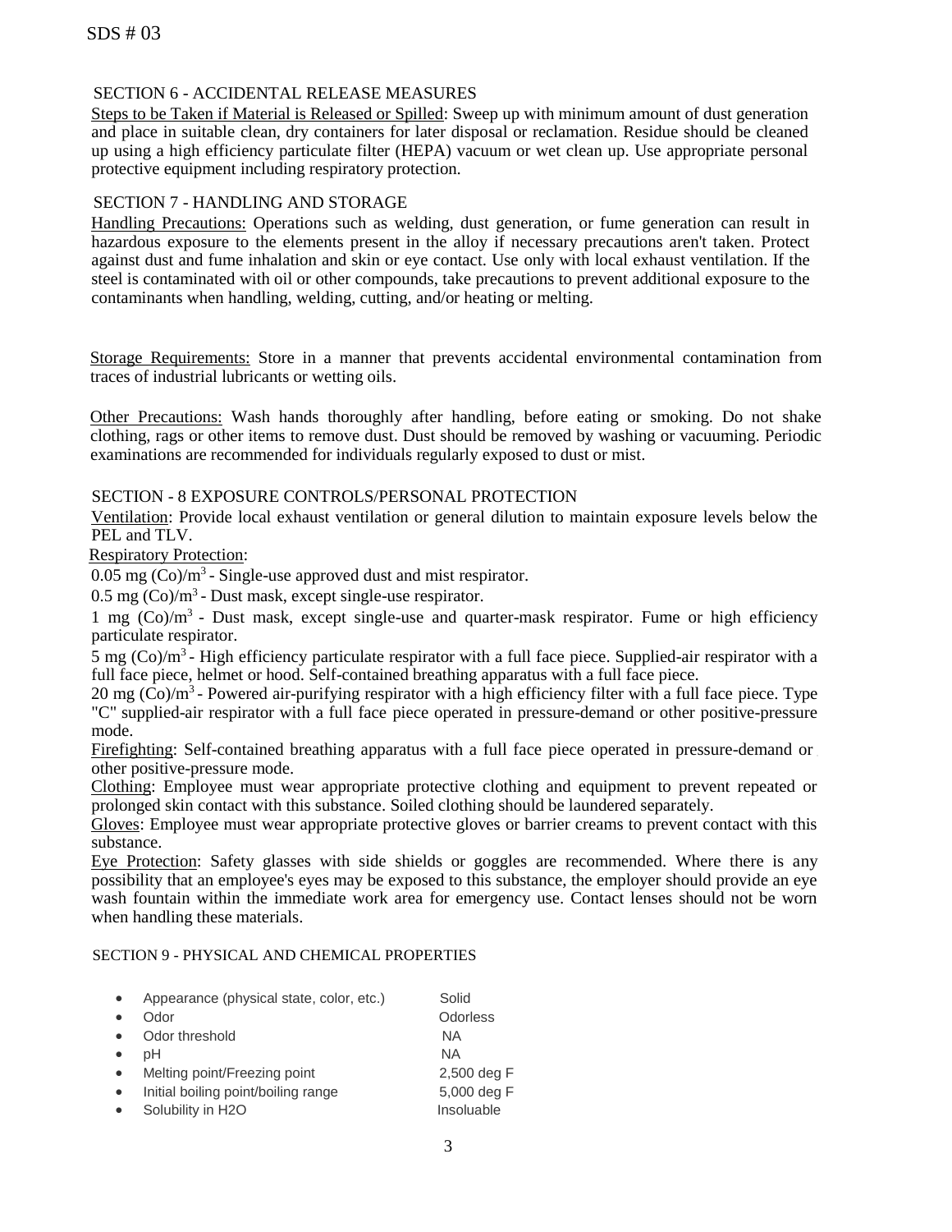SDS # 03

## SECTION 6 - ACCIDENTAL RELEASE MEASURES

Steps to be Taken if Material is Released or Spilled: Sweep up with minimum amount of dust generation and place in suitable clean, dry containers for later disposal or reclamation. Residue should be cleaned up using a high efficiency particulate filter (HEPA) vacuum or wet clean up. Use appropriate personal protective equipment including respiratory protection.

## SECTION 7 - HANDLING AND STORAGE

Handling Precautions: Operations such as welding, dust generation, or fume generation can result in hazardous exposure to the elements present in the alloy if necessary precautions aren't taken. Protect against dust and fume inhalation and skin or eye contact. Use only with local exhaust ventilation. If the steel is contaminated with oil or other compounds, take precautions to prevent additional exposure to the contaminants when handling, welding, cutting, and/or heating or melting.

Storage Requirements: Store in a manner that prevents accidental environmental contamination from traces of industrial lubricants or wetting oils.

Other Precautions: Wash hands thoroughly after handling, before eating or smoking. Do not shake clothing, rags or other items to remove dust. Dust should be removed by washing or vacuuming. Periodic examinations are recommended for individuals regularly exposed to dust or mist.

## SECTION - 8 EXPOSURE CONTROLS/PERSONAL PROTECTION

Ventilation: Provide local exhaust ventilation or general dilution to maintain exposure levels below the PEL and TLV.

Respiratory Protection:

0.05 mg (Co)/m$^3$ - Single-use approved dust and mist respirator.

0.5 mg (Co)/m$^3$ - Dust mask, except single-use respirator.

1 mg (Co)/m$^3$ - Dust mask, except single-use and quarter-mask respirator. Fume or high efficiency particulate respirator.

5 mg (Co)/m$^3$ - High efficiency particulate respirator with a full face piece. Supplied-air respirator with a full face piece, helmet or hood. Self-contained breathing apparatus with a full face piece.

20 mg (Co)/m$^3$ - Powered air-purifying respirator with a high efficiency filter with a full face piece. Type "C" supplied-air respirator with a full face piece operated in pressure-demand or other positive-pressure mode.

Firefighting: Self-contained breathing apparatus with a full face piece operated in pressure-demand or other positive-pressure mode.

Clothing: Employee must wear appropriate protective clothing and equipment to prevent repeated or prolonged skin contact with this substance. Soiled clothing should be laundered separately.

Gloves: Employee must wear appropriate protective gloves or barrier creams to prevent contact with this substance.

Eye Protection: Safety glasses with side shields or goggles are recommended. Where there is any possibility that an employee's eyes may be exposed to this substance, the employer should provide an eye wash fountain within the immediate work area for emergency use. Contact lenses should not be worn when handling these materials.

## SECTION 9 - PHYSICAL AND CHEMICAL PROPERTIES

- Appearance (physical state, color, etc.) Solid
- Odor Odorless
- Odor threshold NA
- pH NA
- Melting point/Freezing point 2,500 deg F
- Initial boiling point/boiling range 5,000 deg F
- Solubility in H2O Insoluable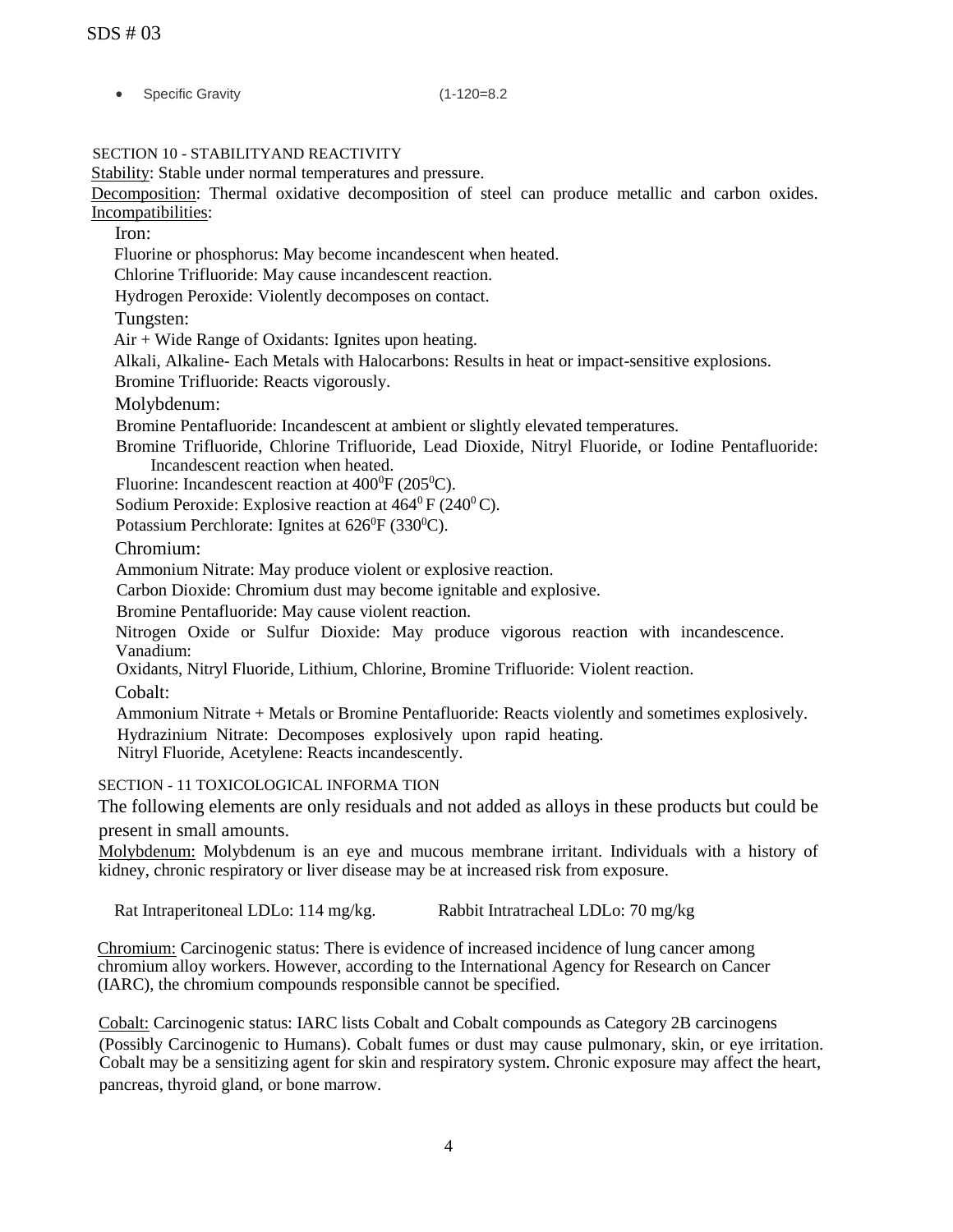- Specific Gravity (1-120=8.2

## SECTION 10 - STABILITYAND REACTIVITY

Stability: Stable under normal temperatures and pressure.

Decomposition: Thermal oxidative decomposition of steel can produce metallic and carbon oxides.

Incompatibilities:

Iron:

Fluorine or phosphorus: May become incandescent when heated.

Chlorine Trifluoride: May cause incandescent reaction.

Hydrogen Peroxide: Violently decomposes on contact.

Tungsten:

Air + Wide Range of Oxidants: Ignites upon heating.

Alkali, Alkaline- Each Metals with Halocarbons: Results in heat or impact-sensitive explosions.

Bromine Trifluoride: Reacts vigorously.

Molybdenum:

Bromine Pentafluoride: Incandescent at ambient or slightly elevated temperatures.

Bromine Trifluoride, Chlorine Trifluoride, Lead Dioxide, Nitryl Fluoride, or Iodine Pentafluoride: Incandescent reaction when heated.

Fluorine: Incandescent reaction at $400^0$F ($205^0$C).

Sodium Peroxide: Explosive reaction at $464^0$ F ($240^0$ C).

Potassium Perchlorate: Ignites at $626^0$F ($330^0$C).

Chromium:

Ammonium Nitrate: May produce violent or explosive reaction.

Carbon Dioxide: Chromium dust may become ignitable and explosive.

Bromine Pentafluoride: May cause violent reaction.

Nitrogen Oxide or Sulfur Dioxide: May produce vigorous reaction with incandescence.

Vanadium:

Oxidants, Nitryl Fluoride, Lithium, Chlorine, Bromine Trifluoride: Violent reaction.

Cobalt:

Ammonium Nitrate + Metals or Bromine Pentafluoride: Reacts violently and sometimes explosively.

Hydrazinium Nitrate: Decomposes explosively upon rapid heating.

Nitryl Fluoride, Acetylene: Reacts incandescently.

## SECTION - 11 TOXICOLOGICAL INFORMA TION

The following elements are only residuals and not added as alloys in these products but could be present in small amounts.

Molybdenum: Molybdenum is an eye and mucous membrane irritant. Individuals with a history of kidney, chronic respiratory or liver disease may be at increased risk from exposure.

Rat Intraperitoneal LDLo: 114 mg/kg. Rabbit Intratracheal LDLo: 70 mg/kg

Chromium: Carcinogenic status: There is evidence of increased incidence of lung cancer among chromium alloy workers. However, according to the International Agency for Research on Cancer (IARC), the chromium compounds responsible cannot be specified.

Cobalt: Carcinogenic status: IARC lists Cobalt and Cobalt compounds as Category 2B carcinogens (Possibly Carcinogenic to Humans). Cobalt fumes or dust may cause pulmonary, skin, or eye irritation. Cobalt may be a sensitizing agent for skin and respiratory system. Chronic exposure may affect the heart, pancreas, thyroid gland, or bone marrow.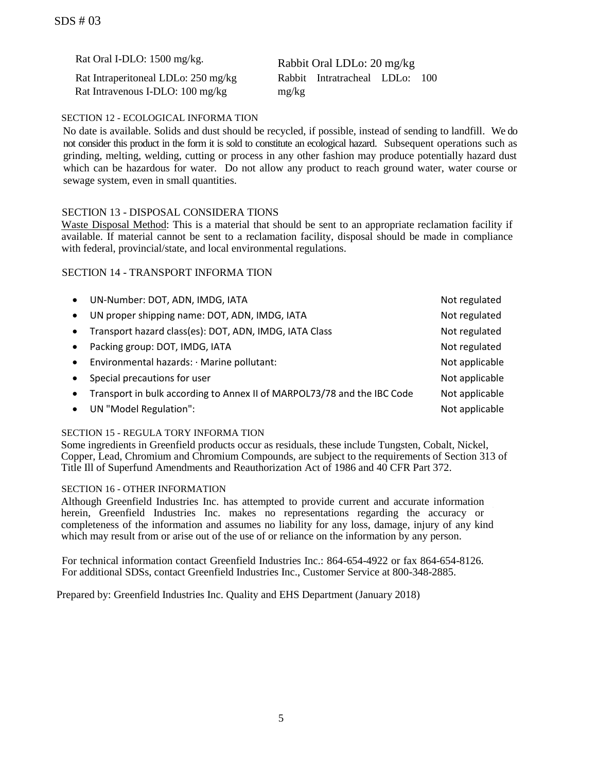Rat Oral I-DLO: 1500 mg/kg.
Rat Intraperitoneal LDLo: 250 mg/kg
Rat Intravenous I-DLO: 100 mg/kg

Rabbit Oral LDLo: 20 mg/kg
Rabbit Intratracheal LDLo: 100 mg/kg

SECTION 12 - ECOLOGICAL INFORMA TION

No date is available. Solids and dust should be recycled, if possible, instead of sending to landfill. We do not consider this product in the form it is sold to constitute an ecological hazard. Subsequent operations such as grinding, melting, welding, cutting or process in any other fashion may produce potentially hazard dust which can be hazardous for water. Do not allow any product to reach ground water, water course or sewage system, even in small quantities.

SECTION 13 - DISPOSAL CONSIDERA TIONS

Waste Disposal Method: This is a material that should be sent to an appropriate reclamation facility if available. If material cannot be sent to a reclamation facility, disposal should be made in compliance with federal, provincial/state, and local environmental regulations.

SECTION 14 - TRANSPORT INFORMA TION

- UN-Number: DOT, ADN, IMDG, IATA — Not regulated
- UN proper shipping name: DOT, ADN, IMDG, IATA — Not regulated
- Transport hazard class(es): DOT, ADN, IMDG, IATA Class — Not regulated
- Packing group: DOT, IMDG, IATA — Not regulated
- Environmental hazards: · Marine pollutant: — Not applicable
- Special precautions for user — Not applicable
- Transport in bulk according to Annex II of MARPOL73/78 and the IBC Code — Not applicable
- UN "Model Regulation": — Not applicable

SECTION 15 - REGULA TORY INFORMA TION

Some ingredients in Greenfield products occur as residuals, these include Tungsten, Cobalt, Nickel, Copper, Lead, Chromium and Chromium Compounds, are subject to the requirements of Section 313 of Title Ill of Superfund Amendments and Reauthorization Act of 1986 and 40 CFR Part 372.

SECTION 16 - OTHER INFORMATION

Although Greenfield Industries Inc. has attempted to provide current and accurate information herein, Greenfield Industries Inc. makes no representations regarding the accuracy or completeness of the information and assumes no liability for any loss, damage, injury of any kind which may result from or arise out of the use of or reliance on the information by any person.

For technical information contact Greenfield Industries Inc.: 864-654-4922 or fax 864-654-8126.
For additional SDSs, contact Greenfield Industries Inc., Customer Service at 800-348-2885.

Prepared by: Greenfield Industries Inc. Quality and EHS Department (January 2018)